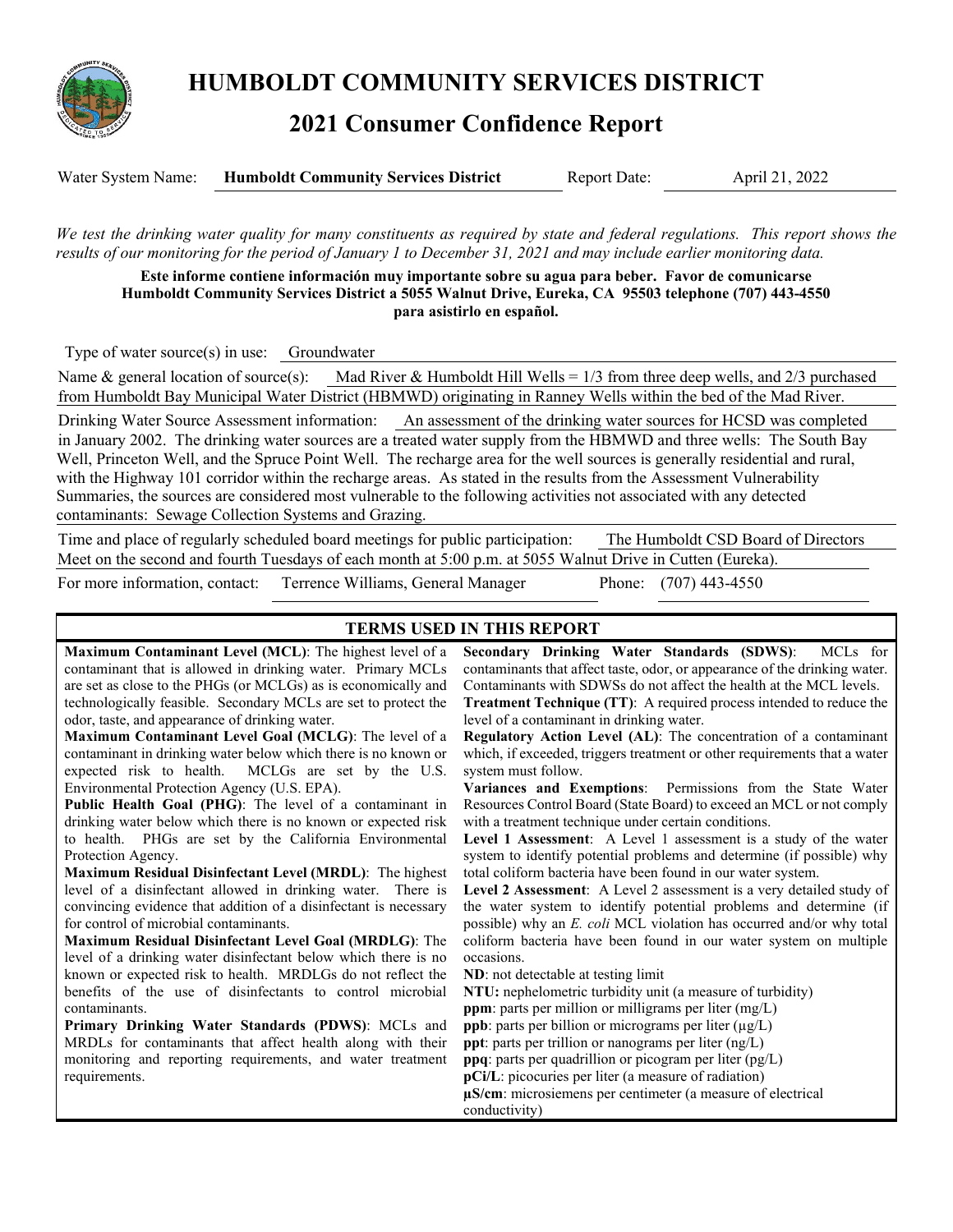# HUMBOLDT COMMUNITY SERVICES DISTRICT

## 2021 Consumer Confidence Report

Water System Name: **Humboldt Community Services District** Report Date: April 21, 2022

*We test the drinking water quality for many constituents as required by state and federal regulations. This report shows the results of our monitoring for the period of January 1 to December 31, 2021 and may include earlier monitoring data.*

**Este informe contiene información muy importante sobre su agua para beber. Favor de comunicarse Humboldt Community Services District a 5055 Walnut Drive, Eureka, CA 95503 telephone (707) 443-4550 para asistirlo en español.**

Type of water source(s) in use: Groundwater

Name & general location of source(s): Mad River & Humboldt Hill Wells = 1/3 from three deep wells, and 2/3 purchased from Humboldt Bay Municipal Water District (HBMWD) originating in Ranney Wells within the bed of the Mad River.

Drinking Water Source Assessment information: An assessment of the drinking water sources for HCSD was completed in January 2002. The drinking water sources are a treated water supply from the HBMWD and three wells: The South Bay Well, Princeton Well, and the Spruce Point Well. The recharge area for the well sources is generally residential and rural, with the Highway 101 corridor within the recharge areas. As stated in the results from the Assessment Vulnerability Summaries, the sources are considered most vulnerable to the following activities not associated with any detected contaminants: Sewage Collection Systems and Grazing.

Time and place of regularly scheduled board meetings for public participation: The Humboldt CSD Board of Directors Meet on the second and fourth Tuesdays of each month at 5:00 p.m. at 5055 Walnut Drive in Cutten (Eureka).

For more information, contact: Terrence Williams, General Manager Phone: (707) 443-4550

### TERMS USED IN THIS REPORT

**Maximum Contaminant Level (MCL)**: The highest level of a contaminant that is allowed in drinking water. Primary MCLs are set as close to the PHGs (or MCLGs) as is economically and technologically feasible. Secondary MCLs are set to protect the odor, taste, and appearance of drinking water.

**Maximum Contaminant Level Goal (MCLG)**: The level of a contaminant in drinking water below which there is no known or expected risk to health. MCLGs are set by the U.S. Environmental Protection Agency (U.S. EPA).

**Public Health Goal (PHG)**: The level of a contaminant in drinking water below which there is no known or expected risk to health. PHGs are set by the California Environmental Protection Agency.

**Maximum Residual Disinfectant Level (MRDL)**: The highest level of a disinfectant allowed in drinking water. There is convincing evidence that addition of a disinfectant is necessary for control of microbial contaminants.

**Maximum Residual Disinfectant Level Goal (MRDLG)**: The level of a drinking water disinfectant below which there is no known or expected risk to health. MRDLGs do not reflect the benefits of the use of disinfectants to control microbial contaminants.

**Primary Drinking Water Standards (PDWS)**: MCLs and MRDLs for contaminants that affect health along with their monitoring and reporting requirements, and water treatment requirements.

**Secondary Drinking Water Standards (SDWS)**: MCLs for contaminants that affect taste, odor, or appearance of the drinking water. Contaminants with SDWSs do not affect the health at the MCL levels.

**Treatment Technique (TT)**: A required process intended to reduce the level of a contaminant in drinking water.

**Regulatory Action Level (AL)**: The concentration of a contaminant which, if exceeded, triggers treatment or other requirements that a water system must follow.

**Variances and Exemptions**: Permissions from the State Water Resources Control Board (State Board) to exceed an MCL or not comply with a treatment technique under certain conditions.

**Level 1 Assessment**: A Level 1 assessment is a study of the water system to identify potential problems and determine (if possible) why total coliform bacteria have been found in our water system.

**Level 2 Assessment**: A Level 2 assessment is a very detailed study of the water system to identify potential problems and determine (if possible) why an *E. coli* MCL violation has occurred and/or why total coliform bacteria have been found in our water system on multiple occasions.

**ND**: not detectable at testing limit

**NTU:** nephelometric turbidity unit (a measure of turbidity)

**ppm**: parts per million or milligrams per liter (mg/L)

**ppb**: parts per billion or micrograms per liter (μg/L)

**ppt**: parts per trillion or nanograms per liter (ng/L)

**ppq**: parts per quadrillion or picogram per liter (pg/L)

**pCi/L**: picocuries per liter (a measure of radiation)

**μS/cm**: microsiemens per centimeter (a measure of electrical conductivity)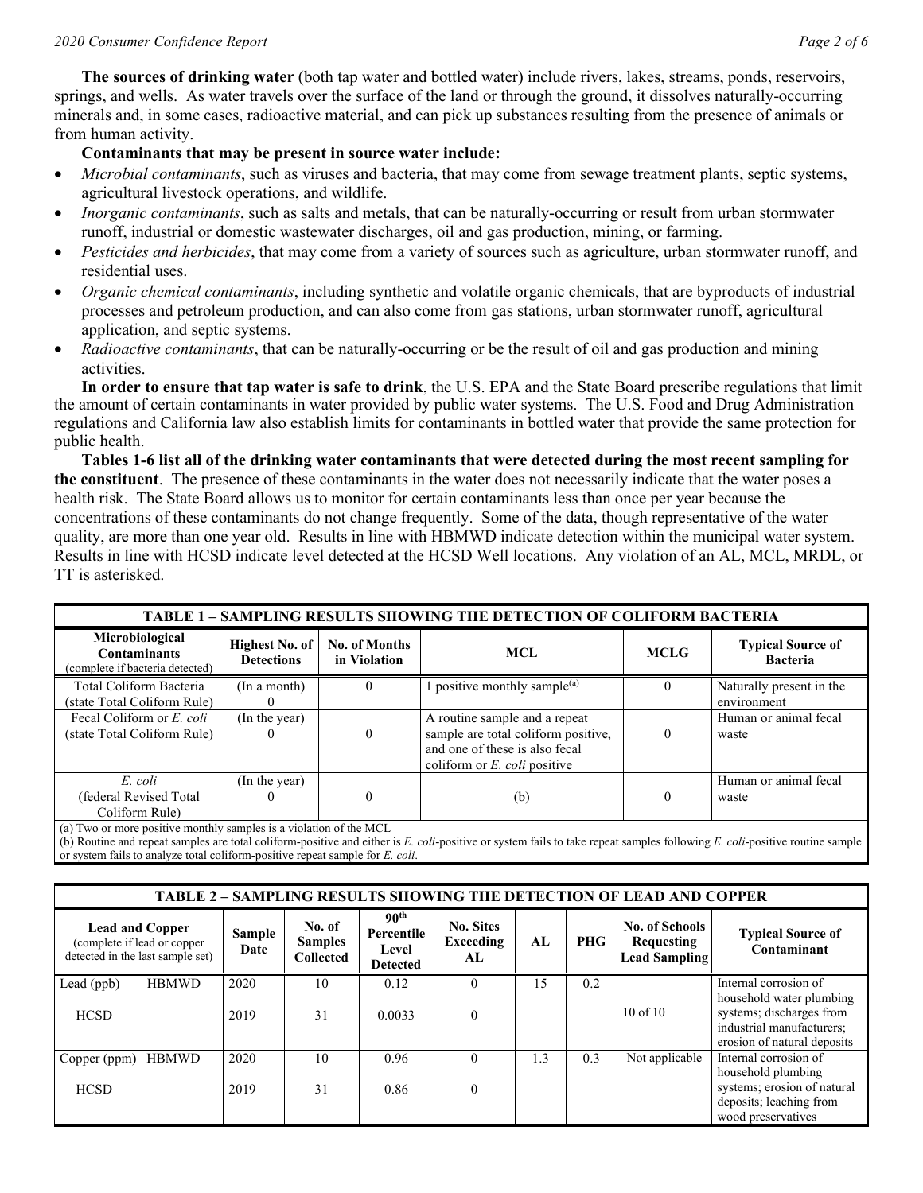**The sources of drinking water** (both tap water and bottled water) include rivers, lakes, streams, ponds, reservoirs, springs, and wells. As water travels over the surface of the land or through the ground, it dissolves naturally-occurring minerals and, in some cases, radioactive material, and can pick up substances resulting from the presence of animals or from human activity.

**Contaminants that may be present in source water include:**

- *Microbial contaminants*, such as viruses and bacteria, that may come from sewage treatment plants, septic systems, agricultural livestock operations, and wildlife.
- *Inorganic contaminants*, such as salts and metals, that can be naturally-occurring or result from urban stormwater runoff, industrial or domestic wastewater discharges, oil and gas production, mining, or farming.
- *Pesticides and herbicides*, that may come from a variety of sources such as agriculture, urban stormwater runoff, and residential uses.
- *Organic chemical contaminants*, including synthetic and volatile organic chemicals, that are byproducts of industrial processes and petroleum production, and can also come from gas stations, urban stormwater runoff, agricultural application, and septic systems.
- *Radioactive contaminants*, that can be naturally-occurring or be the result of oil and gas production and mining activities.

**In order to ensure that tap water is safe to drink**, the U.S. EPA and the State Board prescribe regulations that limit the amount of certain contaminants in water provided by public water systems. The U.S. Food and Drug Administration regulations and California law also establish limits for contaminants in bottled water that provide the same protection for public health.

**Tables 1-6 list all of the drinking water contaminants that were detected during the most recent sampling for the constituent**. The presence of these contaminants in the water does not necessarily indicate that the water poses a health risk. The State Board allows us to monitor for certain contaminants less than once per year because the concentrations of these contaminants do not change frequently. Some of the data, though representative of the water quality, are more than one year old. Results in line with HBMWD indicate detection within the municipal water system. Results in line with HCSD indicate level detected at the HCSD Well locations. Any violation of an AL, MCL, MRDL, or TT is asterisked.

| **TABLE 1 – SAMPLING RESULTS SHOWING THE DETECTION OF COLIFORM BACTERIA** | | | | | |
|---|---|---|---|---|---|
| **Microbiological Contaminants** (complete if bacteria detected) | **Highest No. of Detections** | **No. of Months in Violation** | **MCL** | **MCLG** | **Typical Source of Bacteria** |
| Total Coliform Bacteria (state Total Coliform Rule) | (In a month) 0 | 0 | 1 positive monthly sample[(a)] | 0 | Naturally present in the environment |
| Fecal Coliform or *E. coli* (state Total Coliform Rule) | (In the year) 0 | 0 | A routine sample and a repeat sample are total coliform positive, and one of these is also fecal coliform or *E. coli* positive | 0 | Human or animal fecal waste |
| *E. coli* (federal Revised Total Coliform Rule) | (In the year) 0 | 0 | (b) | 0 | Human or animal fecal waste |

(a) Two or more positive monthly samples is a violation of the MCL

(b) Routine and repeat samples are total coliform-positive and either is *E. coli*-positive or system fails to take repeat samples following *E. coli*-positive routine sample or system fails to analyze total coliform-positive repeat sample for *E. coli*.

| **TABLE 2 – SAMPLING RESULTS SHOWING THE DETECTION OF LEAD AND COPPER** | | | | | | | | |
|---|---|---|---|---|---|---|---|---|
| **Lead and Copper** (complete if lead or copper detected in the last sample set) | **Sample Date** | **No. of Samples Collected** | **90th Percentile Level Detected** | **No. Sites Exceeding AL** | **AL** | **PHG** | **No. of Schools Requesting Lead Sampling** | **Typical Source of Contaminant** |
| Lead (ppb) HBMWD | 2020 | 10 | 0.12 | 0 | 15 | 0.2 | | Internal corrosion of household water plumbing systems; discharges from industrial manufacturers; erosion of natural deposits |
| HCSD | 2019 | 31 | 0.0033 | 0 | | | 10 of 10 | |
| Copper (ppm) HBMWD | 2020 | 10 | 0.96 | 0 | 1.3 | 0.3 | Not applicable | Internal corrosion of household plumbing systems; erosion of natural deposits; leaching from wood preservatives |
| HCSD | 2019 | 31 | 0.86 | 0 | | | | |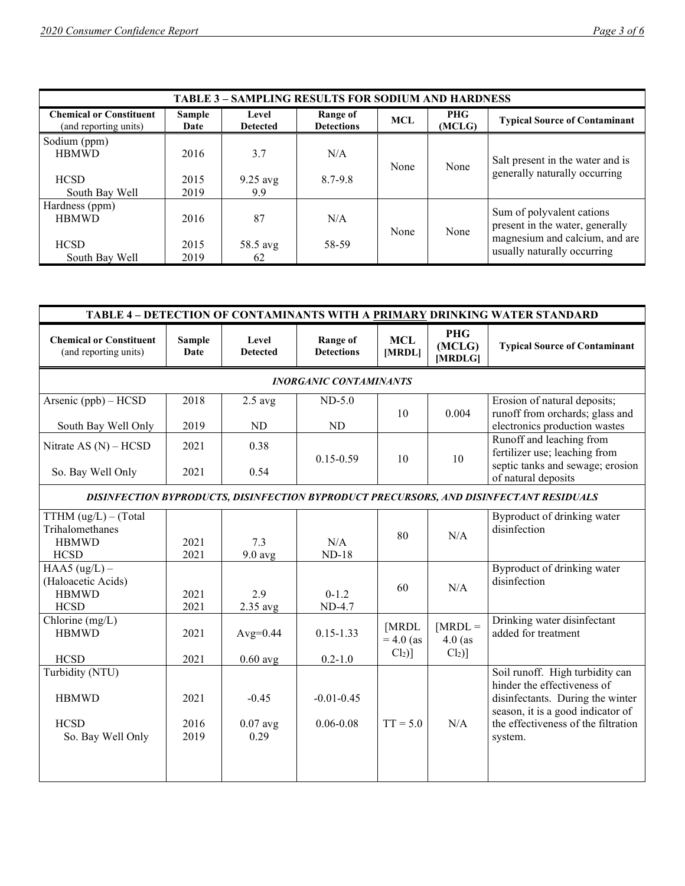| TABLE 3 – SAMPLING RESULTS FOR SODIUM AND HARDNESS | | | | | | |
|---|---|---|---|---|---|---|
| **Chemical or Constituent** (reporting units) | **Sample Date** | **Level Detected** | **Range of Detections** | **MCL** | **PHG (MCLG)** | **Typical Source of Contaminant** |
| Sodium (ppm) | | | | | | |
| HBMWD | 2016 | 3.7 | N/A | None | None | Salt present in the water and is generally naturally occurring |
| HCSD | 2015 | 9.25 avg | 8.7-9.8 | | | |
| South Bay Well | 2019 | 9.9 | | | | |
| Hardness (ppm) | | | | | | |
| HBMWD | 2016 | 87 | N/A | None | None | Sum of polyvalent cations present in the water, generally magnesium and calcium, and are usually naturally occurring |
| HCSD | 2015 | 58.5 avg | 58-59 | | | |
| South Bay Well | 2019 | 62 | | | | |

| TABLE 4 – DETECTION OF CONTAMINANTS WITH A PRIMARY DRINKING WATER STANDARD | | | | | | |
|---|---|---|---|---|---|---|
| **Chemical or Constituent** (reporting units) | **Sample Date** | **Level Detected** | **Range of Detections** | **MCL [MRDL]** | **PHG (MCLG) [MRDLG]** | **Typical Source of Contaminant** |
| ***INORGANIC CONTAMINANTS*** | | | | | | |
| Arsenic (ppb) – HCSD | 2018 | 2.5 avg | ND-5.0 | 10 | 0.004 | Erosion of natural deposits; runoff from orchards; glass and electronics production wastes |
| South Bay Well Only | 2019 | ND | ND | | | |
| Nitrate AS (N) – HCSD | 2021 | 0.38 | 0.15-0.59 | 10 | 10 | Runoff and leaching from fertilizer use; leaching from septic tanks and sewage; erosion of natural deposits |
| So. Bay Well Only | 2021 | 0.54 | | | | |
| ***DISINFECTION BYPRODUCTS, DISINFECTION BYPRODUCT PRECURSORS, AND DISINFECTANT RESIDUALS*** | | | | | | |
| TTHM (ug/L) – (Total Trihalomethanes | | | | 80 | N/A | Byproduct of drinking water disinfection |
| HBMWD | 2021 | 7.3 | N/A | | | |
| HCSD | 2021 | 9.0 avg | ND-18 | | | |
| HAA5 (ug/L) – (Haloacetic Acids) | | | | 60 | N/A | Byproduct of drinking water disinfection |
| HBMWD | 2021 | 2.9 | 0-1.2 | | | |
| HCSD | 2021 | 2.35 avg | ND-4.7 | | | |
| Chlorine (mg/L) | | | | [MRDL = 4.0 (as $Cl_2$)] | [MRDL = 4.0 (as $Cl_2$)] | Drinking water disinfectant added for treatment |
| HBMWD | 2021 | Avg=0.44 | 0.15-1.33 | | | |
| HCSD | 2021 | 0.60 avg | 0.2-1.0 | | | |
| Turbidity (NTU) | | | | TT = 5.0 | N/A | Soil runoff. High turbidity can hinder the effectiveness of disinfectants. During the winter season, it is a good indicator of the effectiveness of the filtration system. |
| HBMWD | 2021 | -0.45 | -0.01-0.45 | | | |
| HCSD | 2016 | 0.07 avg | 0.06-0.08 | | | |
| So. Bay Well Only | 2019 | 0.29 | | | | |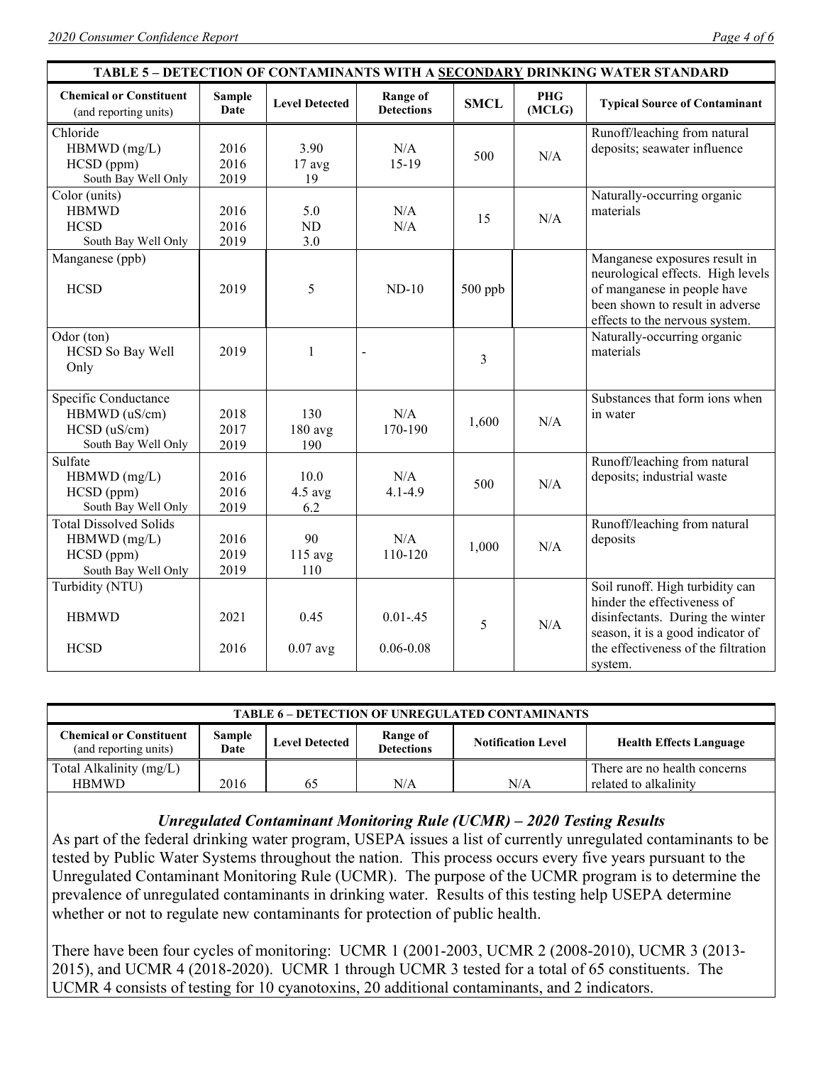**TABLE 5 – DETECTION OF CONTAMINANTS WITH A SECONDARY DRINKING WATER STANDARD**

| Chemical or Constituent (and reporting units) | Sample Date | Level Detected | Range of Detections | SMCL | PHG (MCLG) | Typical Source of Contaminant |
|---|---|---|---|---|---|---|
| Chloride | | | | 500 | N/A | Runoff/leaching from natural deposits; seawater influence |
| HBMWD (mg/L) | 2016 | 3.90 | N/A | | | |
| HCSD (ppm) | 2016 | 17 avg | 15-19 | | | |
| South Bay Well Only | 2019 | 19 | | | | |
| Color (units) | | | | 15 | N/A | Naturally-occurring organic materials |
| HBMWD | 2016 | 5.0 | N/A | | | |
| HCSD | 2016 | ND | N/A | | | |
| South Bay Well Only | 2019 | 3.0 | | | | |
| Manganese (ppb) | | | | | | Manganese exposures result in neurological effects. High levels of manganese in people have been shown to result in adverse effects to the nervous system. |
| HCSD | 2019 | 5 | ND-10 | 500 ppb | | |
| Odor (ton) HCSD So Bay Well Only | 2019 | 1 | - | 3 | | Naturally-occurring organic materials |
| Specific Conductance | | | | 1,600 | N/A | Substances that form ions when in water |
| HBMWD (uS/cm) | 2018 | 130 | N/A | | | |
| HCSD (uS/cm) | 2017 | 180 avg | 170-190 | | | |
| South Bay Well Only | 2019 | 190 | | | | |
| Sulfate | | | | 500 | N/A | Runoff/leaching from natural deposits; industrial waste |
| HBMWD (mg/L) | 2016 | 10.0 | N/A | | | |
| HCSD (ppm) | 2016 | 4.5 avg | 4.1-4.9 | | | |
| South Bay Well Only | 2019 | 6.2 | | | | |
| Total Dissolved Solids | | | | 1,000 | N/A | Runoff/leaching from natural deposits |
| HBMWD (mg/L) | 2016 | 90 | N/A | | | |
| HCSD (ppm) | 2019 | 115 avg | 110-120 | | | |
| South Bay Well Only | 2019 | 110 | | | | |
| Turbidity (NTU) | | | | 5 | N/A | Soil runoff. High turbidity can hinder the effectiveness of disinfectants. During the winter season, it is a good indicator of the effectiveness of the filtration system. |
| HBMWD | 2021 | 0.45 | 0.01-.45 | | | |
| HCSD | 2016 | 0.07 avg | 0.06-0.08 | | | |

**TABLE 6 – DETECTION OF UNREGULATED CONTAMINANTS**

| Chemical or Constituent (and reporting units) | Sample Date | Level Detected | Range of Detections | Notification Level | Health Effects Language |
|---|---|---|---|---|---|
| Total Alkalinity (mg/L) HBMWD | 2016 | 65 | N/A | N/A | There are no health concerns related to alkalinity |

### *Unregulated Contaminant Monitoring Rule (UCMR) – 2020 Testing Results*

As part of the federal drinking water program, USEPA issues a list of currently unregulated contaminants to be tested by Public Water Systems throughout the nation. This process occurs every five years pursuant to the Unregulated Contaminant Monitoring Rule (UCMR). The purpose of the UCMR program is to determine the prevalence of unregulated contaminants in drinking water. Results of this testing help USEPA determine whether or not to regulate new contaminants for protection of public health.

There have been four cycles of monitoring: UCMR 1 (2001-2003, UCMR 2 (2008-2010), UCMR 3 (2013-2015), and UCMR 4 (2018-2020). UCMR 1 through UCMR 3 tested for a total of 65 constituents. The UCMR 4 consists of testing for 10 cyanotoxins, 20 additional contaminants, and 2 indicators.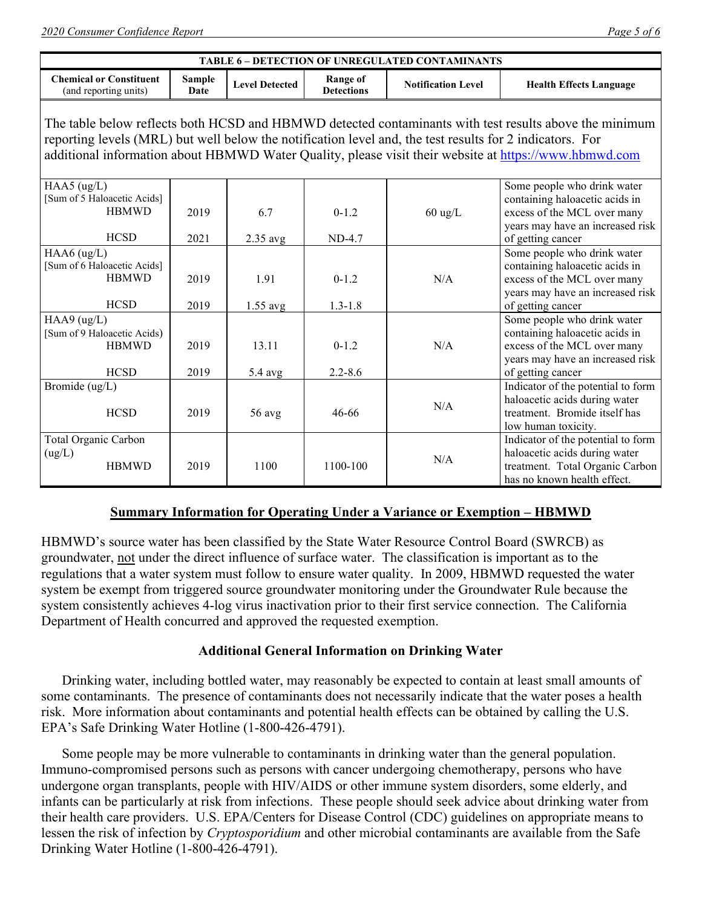| TABLE 6 – DETECTION OF UNREGULATED CONTAMINANTS | | | | | |
|---|---|---|---|---|---|
| **Chemical or Constituent** (and reporting units) | **Sample Date** | **Level Detected** | **Range of Detections** | **Notification Level** | **Health Effects Language** |
| The table below reflects both HCSD and HBMWD detected contaminants with test results above the minimum reporting levels (MRL) but well below the notification level and, the test results for 2 indicators. For additional information about HBMWD Water Quality, please visit their website at https://www.hbmwd.com | | | | | |
| HAA5 (ug/L) [Sum of 5 Haloacetic Acids] HBMWD | 2019 | 6.7 | 0-1.2 | 60 ug/L | Some people who drink water containing haloacetic acids in excess of the MCL over many years may have an increased risk of getting cancer |
| HCSD | 2021 | 2.35 avg | ND-4.7 | | |
| HAA6 (ug/L) [Sum of 6 Haloacetic Acids] HBMWD | 2019 | 1.91 | 0-1.2 | N/A | Some people who drink water containing haloacetic acids in excess of the MCL over many years may have an increased risk of getting cancer |
| HCSD | 2019 | 1.55 avg | 1.3-1.8 | | |
| HAA9 (ug/L) [Sum of 9 Haloacetic Acids] HBMWD | 2019 | 13.11 | 0-1.2 | N/A | Some people who drink water containing haloacetic acids in excess of the MCL over many years may have an increased risk of getting cancer |
| HCSD | 2019 | 5.4 avg | 2.2-8.6 | | |
| Bromide (ug/L) HCSD | 2019 | 56 avg | 46-66 | N/A | Indicator of the potential to form haloacetic acids during water treatment. Bromide itself has low human toxicity. |
| Total Organic Carbon (ug/L) HBMWD | 2019 | 1100 | 1100-100 | N/A | Indicator of the potential to form haloacetic acids during water treatment. Total Organic Carbon has no known health effect. |

## Summary Information for Operating Under a Variance or Exemption – HBMWD

HBMWD's source water has been classified by the State Water Resource Control Board (SWRCB) as groundwater, not under the direct influence of surface water. The classification is important as to the regulations that a water system must follow to ensure water quality. In 2009, HBMWD requested the water system be exempt from triggered source groundwater monitoring under the Groundwater Rule because the system consistently achieves 4-log virus inactivation prior to their first service connection. The California Department of Health concurred and approved the requested exemption.

## Additional General Information on Drinking Water

Drinking water, including bottled water, may reasonably be expected to contain at least small amounts of some contaminants. The presence of contaminants does not necessarily indicate that the water poses a health risk. More information about contaminants and potential health effects can be obtained by calling the U.S. EPA's Safe Drinking Water Hotline (1-800-426-4791).

Some people may be more vulnerable to contaminants in drinking water than the general population. Immuno-compromised persons such as persons with cancer undergoing chemotherapy, persons who have undergone organ transplants, people with HIV/AIDS or other immune system disorders, some elderly, and infants can be particularly at risk from infections. These people should seek advice about drinking water from their health care providers. U.S. EPA/Centers for Disease Control (CDC) guidelines on appropriate means to lessen the risk of infection by *Cryptosporidium* and other microbial contaminants are available from the Safe Drinking Water Hotline (1-800-426-4791).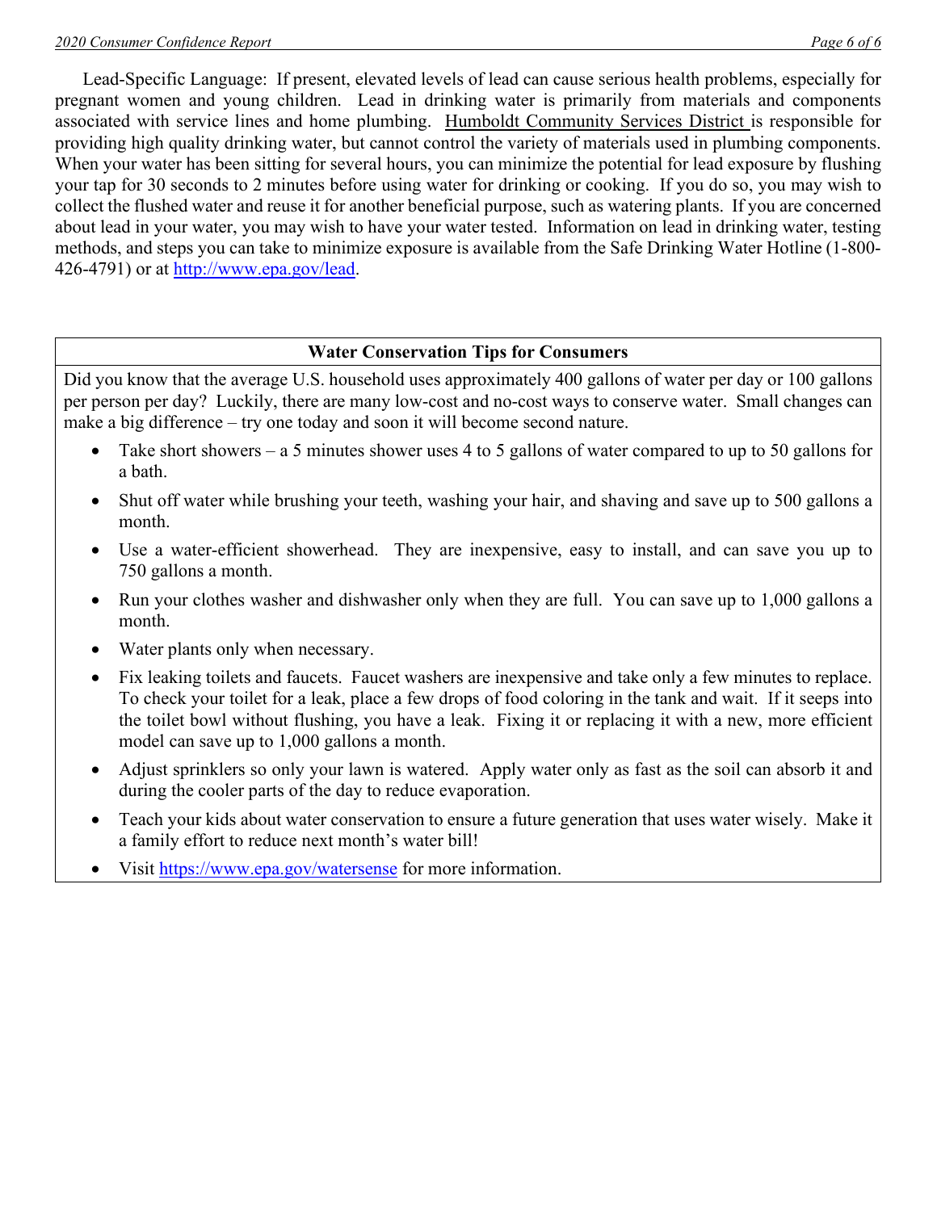Lead-Specific Language: If present, elevated levels of lead can cause serious health problems, especially for pregnant women and young children. Lead in drinking water is primarily from materials and components associated with service lines and home plumbing. Humboldt Community Services District is responsible for providing high quality drinking water, but cannot control the variety of materials used in plumbing components. When your water has been sitting for several hours, you can minimize the potential for lead exposure by flushing your tap for 30 seconds to 2 minutes before using water for drinking or cooking. If you do so, you may wish to collect the flushed water and reuse it for another beneficial purpose, such as watering plants. If you are concerned about lead in your water, you may wish to have your water tested. Information on lead in drinking water, testing methods, and steps you can take to minimize exposure is available from the Safe Drinking Water Hotline (1-800-426-4791) or at http://www.epa.gov/lead.

## Water Conservation Tips for Consumers

Did you know that the average U.S. household uses approximately 400 gallons of water per day or 100 gallons per person per day? Luckily, there are many low-cost and no-cost ways to conserve water. Small changes can make a big difference – try one today and soon it will become second nature.

- Take short showers – a 5 minutes shower uses 4 to 5 gallons of water compared to up to 50 gallons for a bath.
- Shut off water while brushing your teeth, washing your hair, and shaving and save up to 500 gallons a month.
- Use a water-efficient showerhead. They are inexpensive, easy to install, and can save you up to 750 gallons a month.
- Run your clothes washer and dishwasher only when they are full. You can save up to 1,000 gallons a month.
- Water plants only when necessary.
- Fix leaking toilets and faucets. Faucet washers are inexpensive and take only a few minutes to replace. To check your toilet for a leak, place a few drops of food coloring in the tank and wait. If it seeps into the toilet bowl without flushing, you have a leak. Fixing it or replacing it with a new, more efficient model can save up to 1,000 gallons a month.
- Adjust sprinklers so only your lawn is watered. Apply water only as fast as the soil can absorb it and during the cooler parts of the day to reduce evaporation.
- Teach your kids about water conservation to ensure a future generation that uses water wisely. Make it a family effort to reduce next month's water bill!
- Visit https://www.epa.gov/watersense for more information.